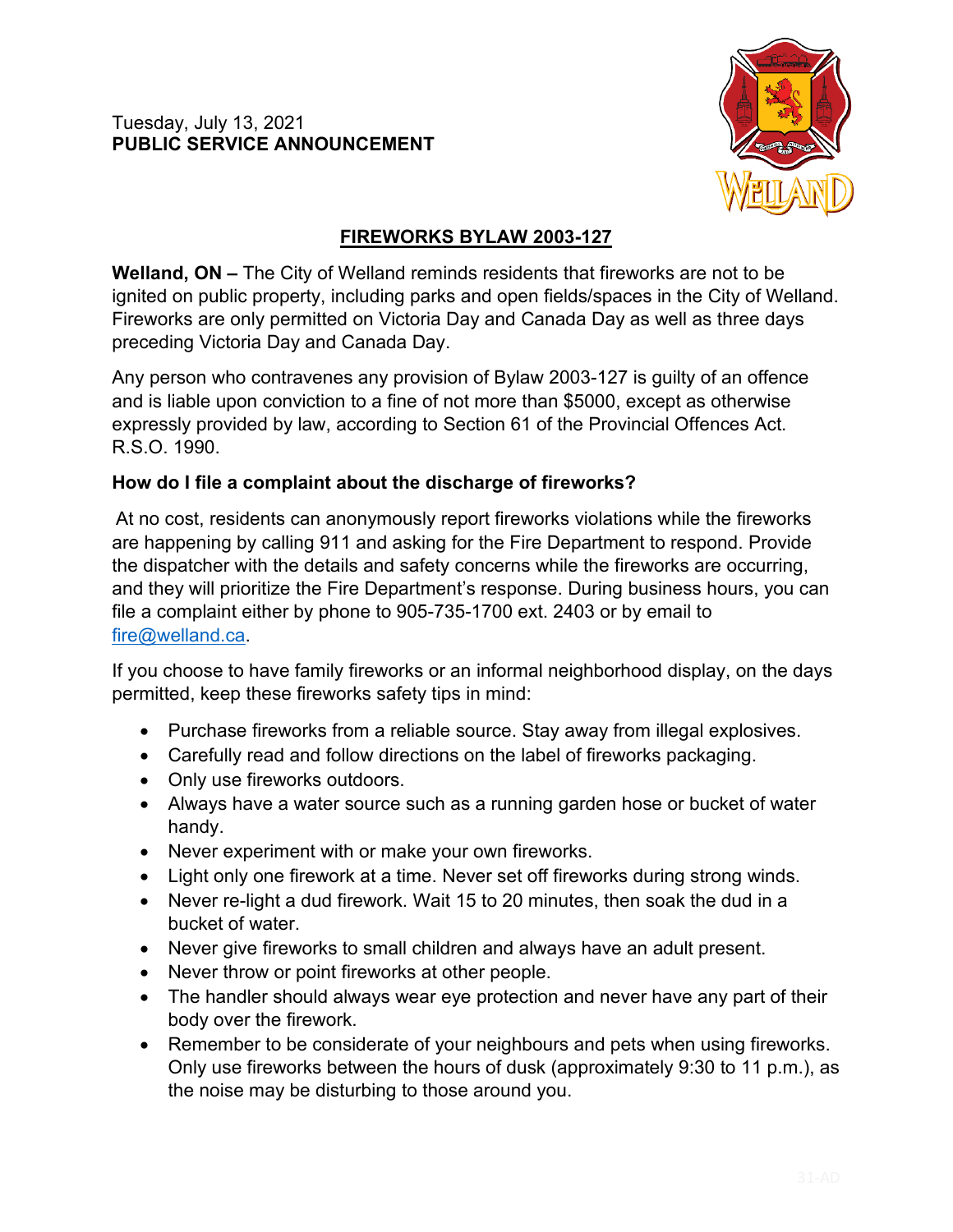Tuesday, July 13, 2021
**PUBLIC SERVICE ANNOUNCEMENT**

## FIREWORKS BYLAW 2003-127

**Welland, ON –** The City of Welland reminds residents that fireworks are not to be ignited on public property, including parks and open fields/spaces in the City of Welland. Fireworks are only permitted on Victoria Day and Canada Day as well as three days preceding Victoria Day and Canada Day.

Any person who contravenes any provision of Bylaw 2003-127 is guilty of an offence and is liable upon conviction to a fine of not more than $5000, except as otherwise expressly provided by law, according to Section 61 of the Provincial Offences Act. R.S.O. 1990.

**How do I file a complaint about the discharge of fireworks?**

At no cost, residents can anonymously report fireworks violations while the fireworks are happening by calling 911 and asking for the Fire Department to respond. Provide the dispatcher with the details and safety concerns while the fireworks are occurring, and they will prioritize the Fire Department's response. During business hours, you can file a complaint either by phone to 905-735-1700 ext. 2403 or by email to fire@welland.ca.

If you choose to have family fireworks or an informal neighborhood display, on the days permitted, keep these fireworks safety tips in mind:

- Purchase fireworks from a reliable source. Stay away from illegal explosives.
- Carefully read and follow directions on the label of fireworks packaging.
- Only use fireworks outdoors.
- Always have a water source such as a running garden hose or bucket of water handy.
- Never experiment with or make your own fireworks.
- Light only one firework at a time. Never set off fireworks during strong winds.
- Never re-light a dud firework. Wait 15 to 20 minutes, then soak the dud in a bucket of water.
- Never give fireworks to small children and always have an adult present.
- Never throw or point fireworks at other people.
- The handler should always wear eye protection and never have any part of their body over the firework.
- Remember to be considerate of your neighbours and pets when using fireworks. Only use fireworks between the hours of dusk (approximately 9:30 to 11 p.m.), as the noise may be disturbing to those around you.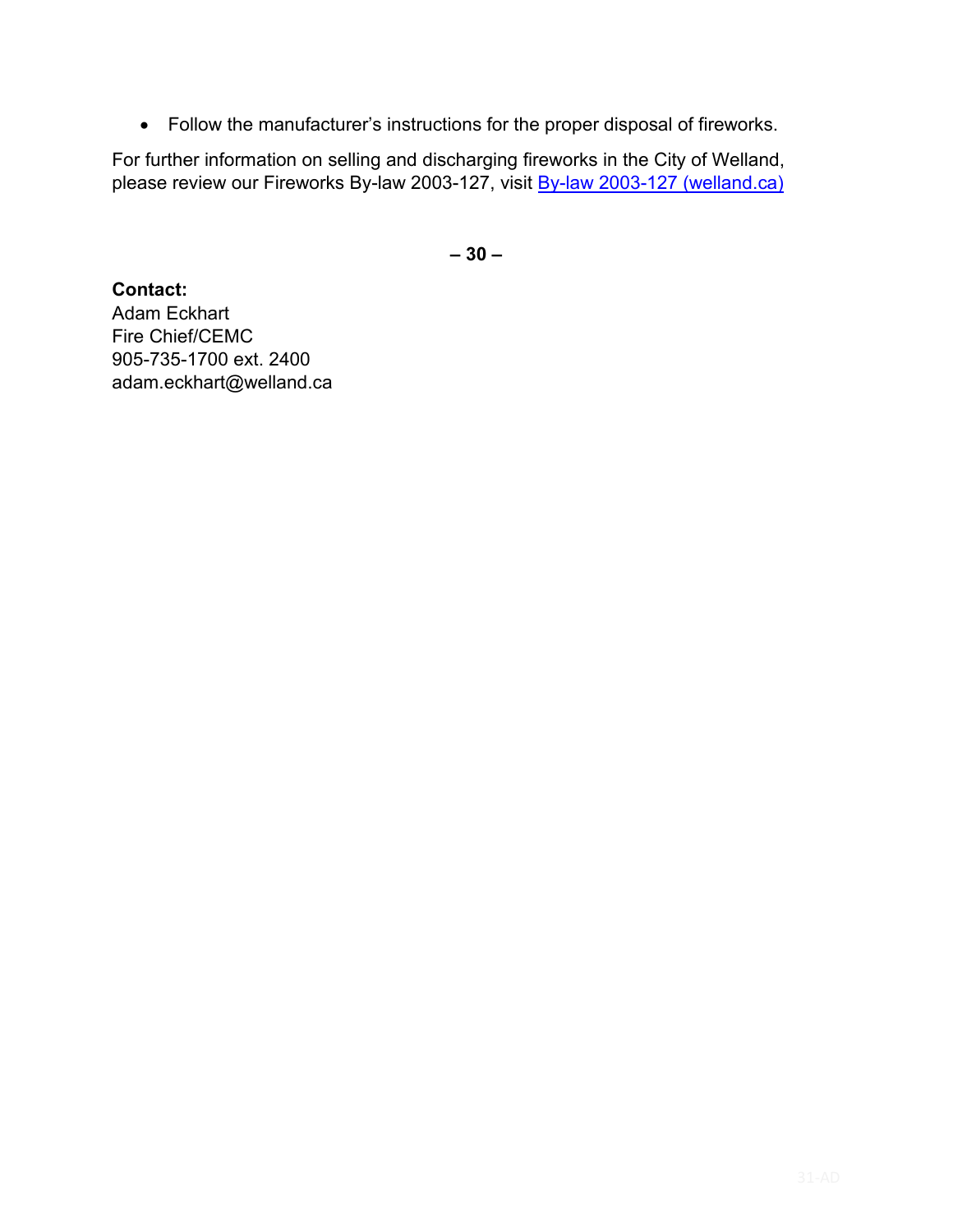- Follow the manufacturer's instructions for the proper disposal of fireworks.

For further information on selling and discharging fireworks in the City of Welland, please review our Fireworks By-law 2003-127, visit [By-law 2003-127 (welland.ca)](welland.ca)

**– 30 –**

**Contact:**
Adam Eckhart
Fire Chief/CEMC
905-735-1700 ext. 2400
adam.eckhart@welland.ca